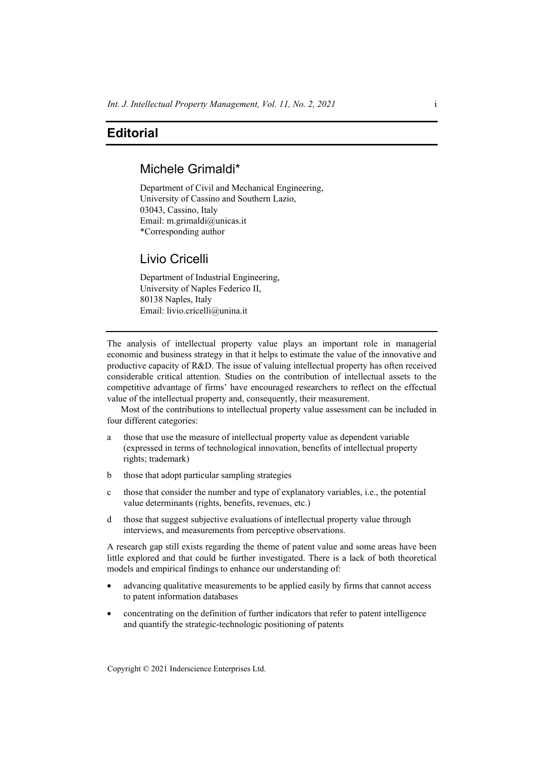# Editorial

## Michele Grimaldi*

Department of Civil and Mechanical Engineering,
University of Cassino and Southern Lazio,
03043, Cassino, Italy
Email: m.grimaldi@unicas.it
*Corresponding author

## Livio Cricelli

Department of Industrial Engineering,
University of Naples Federico II,
80138 Naples, Italy
Email: livio.cricelli@unina.it

---

The analysis of intellectual property value plays an important role in managerial economic and business strategy in that it helps to estimate the value of the innovative and productive capacity of R&D. The issue of valuing intellectual property has often received considerable critical attention. Studies on the contribution of intellectual assets to the competitive advantage of firms' have encouraged researchers to reflect on the effectual value of the intellectual property and, consequently, their measurement.

Most of the contributions to intellectual property value assessment can be included in four different categories:

a those that use the measure of intellectual property value as dependent variable (expressed in terms of technological innovation, benefits of intellectual property rights; trademark)

b those that adopt particular sampling strategies

c those that consider the number and type of explanatory variables, i.e., the potential value determinants (rights, benefits, revenues, etc.)

d those that suggest subjective evaluations of intellectual property value through interviews, and measurements from perceptive observations.

A research gap still exists regarding the theme of patent value and some areas have been little explored and that could be further investigated. There is a lack of both theoretical models and empirical findings to enhance our understanding of:

- advancing qualitative measurements to be applied easily by firms that cannot access to patent information databases
- concentrating on the definition of further indicators that refer to patent intelligence and quantify the strategic-technologic positioning of patents

Copyright © 2021 Inderscience Enterprises Ltd.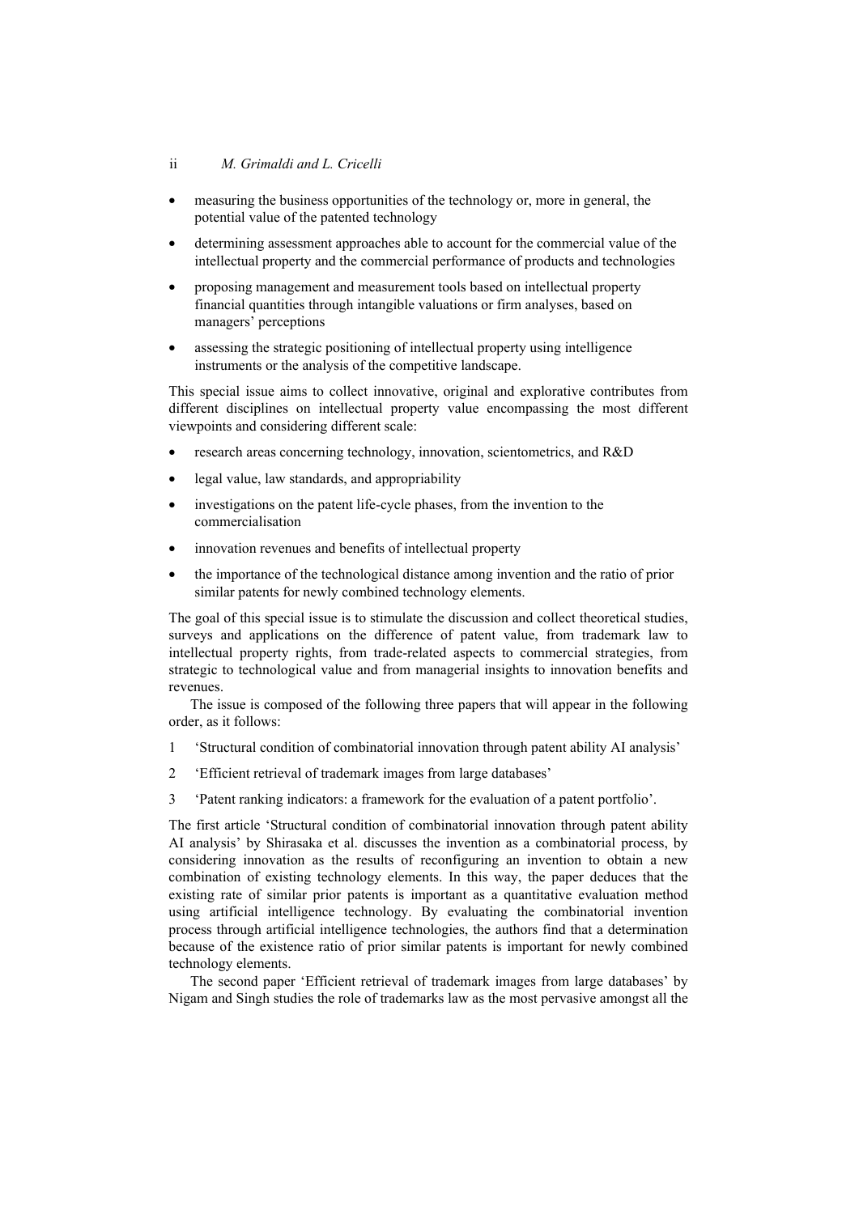- measuring the business opportunities of the technology or, more in general, the potential value of the patented technology
- determining assessment approaches able to account for the commercial value of the intellectual property and the commercial performance of products and technologies
- proposing management and measurement tools based on intellectual property financial quantities through intangible valuations or firm analyses, based on managers' perceptions
- assessing the strategic positioning of intellectual property using intelligence instruments or the analysis of the competitive landscape.

This special issue aims to collect innovative, original and explorative contributes from different disciplines on intellectual property value encompassing the most different viewpoints and considering different scale:

- research areas concerning technology, innovation, scientometrics, and R&D
- legal value, law standards, and appropriability
- investigations on the patent life-cycle phases, from the invention to the commercialisation
- innovation revenues and benefits of intellectual property
- the importance of the technological distance among invention and the ratio of prior similar patents for newly combined technology elements.

The goal of this special issue is to stimulate the discussion and collect theoretical studies, surveys and applications on the difference of patent value, from trademark law to intellectual property rights, from trade-related aspects to commercial strategies, from strategic to technological value and from managerial insights to innovation benefits and revenues.

The issue is composed of the following three papers that will appear in the following order, as it follows:

1. 'Structural condition of combinatorial innovation through patent ability AI analysis'
2. 'Efficient retrieval of trademark images from large databases'
3. 'Patent ranking indicators: a framework for the evaluation of a patent portfolio'.

The first article 'Structural condition of combinatorial innovation through patent ability AI analysis' by Shirasaka et al. discusses the invention as a combinatorial process, by considering innovation as the results of reconfiguring an invention to obtain a new combination of existing technology elements. In this way, the paper deduces that the existing rate of similar prior patents is important as a quantitative evaluation method using artificial intelligence technology. By evaluating the combinatorial invention process through artificial intelligence technologies, the authors find that a determination because of the existence ratio of prior similar patents is important for newly combined technology elements.

The second paper 'Efficient retrieval of trademark images from large databases' by Nigam and Singh studies the role of trademarks law as the most pervasive amongst all the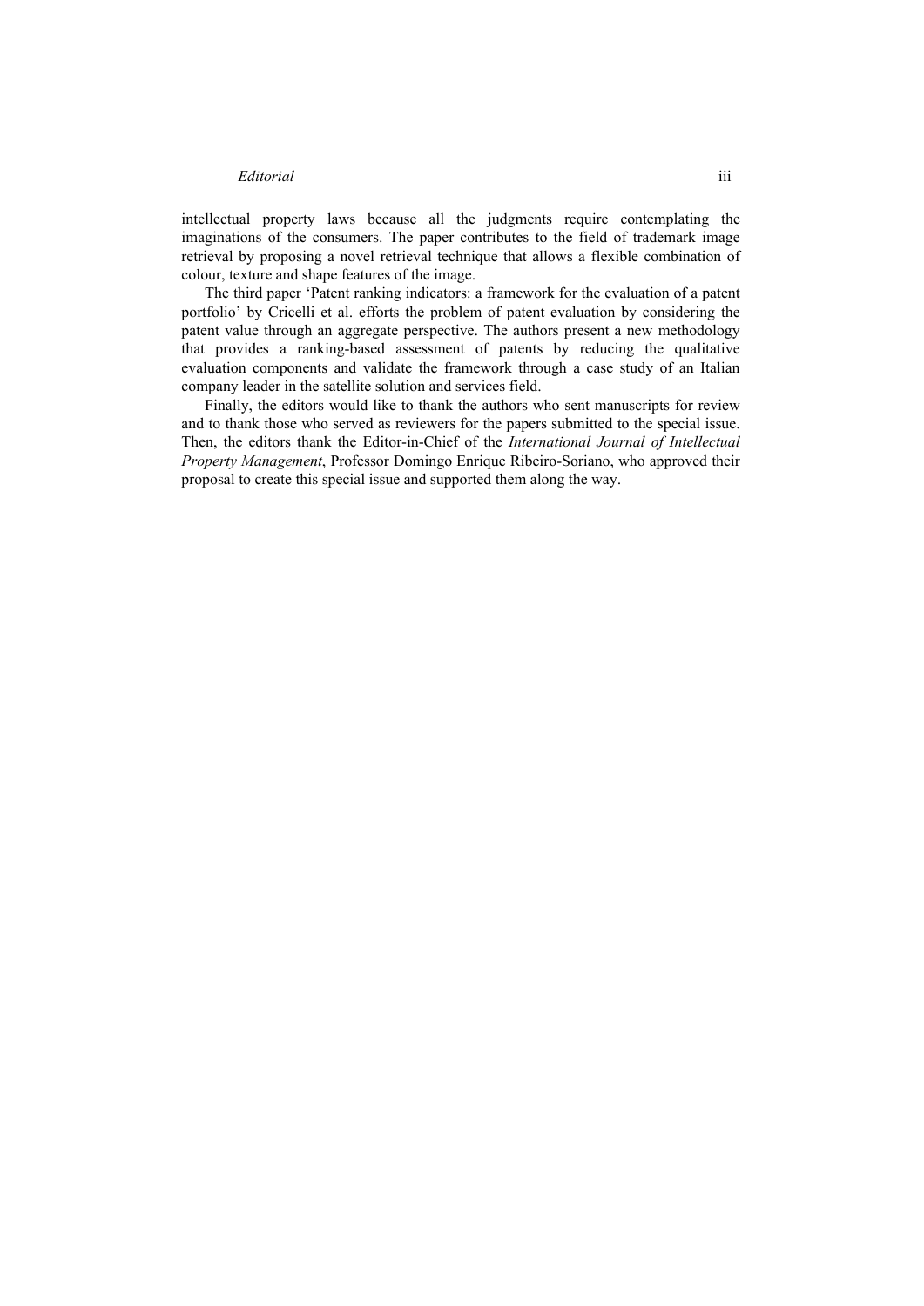intellectual property laws because all the judgments require contemplating the imaginations of the consumers. The paper contributes to the field of trademark image retrieval by proposing a novel retrieval technique that allows a flexible combination of colour, texture and shape features of the image.

The third paper 'Patent ranking indicators: a framework for the evaluation of a patent portfolio' by Cricelli et al. efforts the problem of patent evaluation by considering the patent value through an aggregate perspective. The authors present a new methodology that provides a ranking-based assessment of patents by reducing the qualitative evaluation components and validate the framework through a case study of an Italian company leader in the satellite solution and services field.

Finally, the editors would like to thank the authors who sent manuscripts for review and to thank those who served as reviewers for the papers submitted to the special issue. Then, the editors thank the Editor-in-Chief of the *International Journal of Intellectual Property Management*, Professor Domingo Enrique Ribeiro-Soriano, who approved their proposal to create this special issue and supported them along the way.